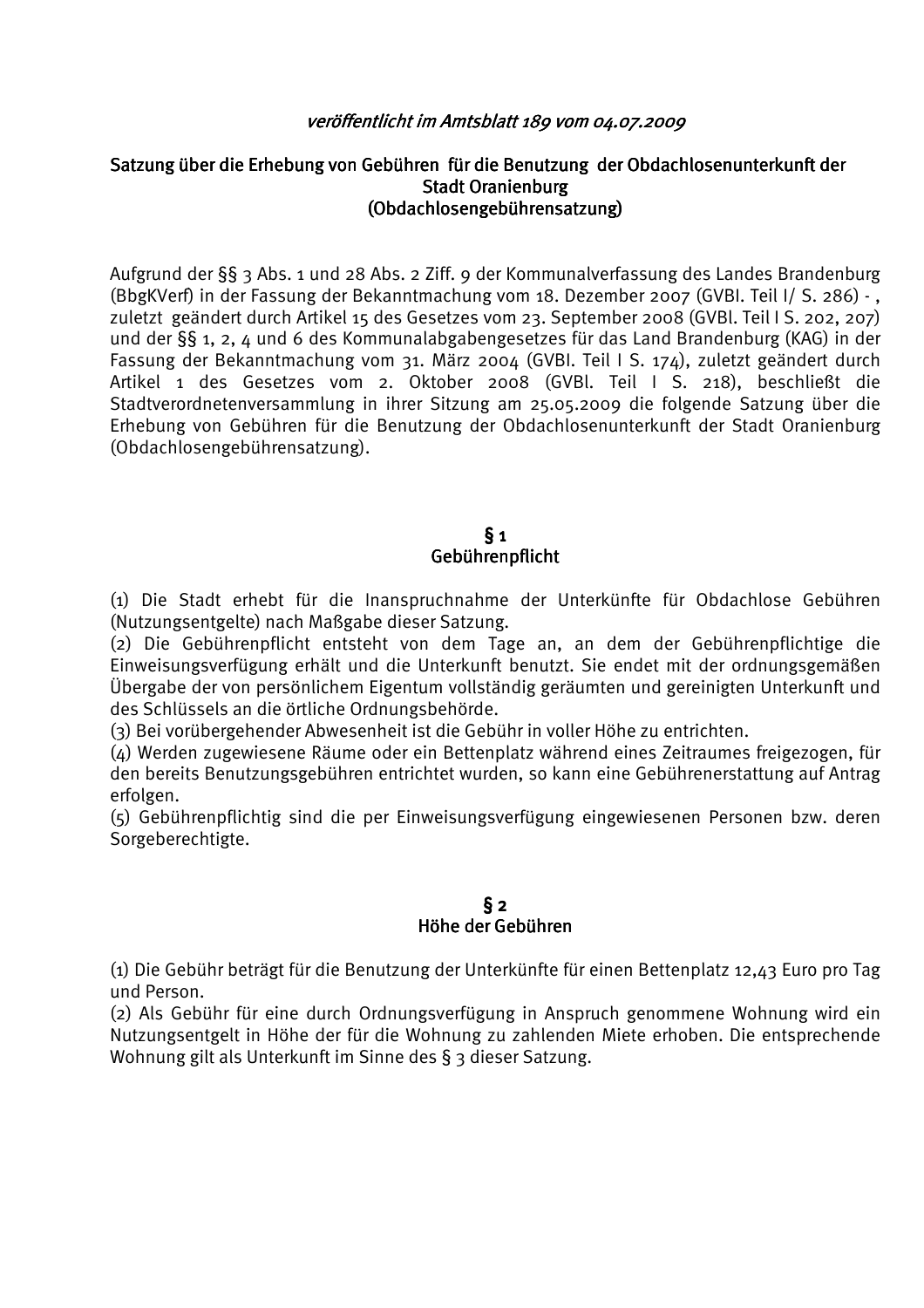*veröffentlicht im Amtsblatt 189 vom 04.07.2009*

# Satzung über die Erhebung von Gebühren für die Benutzung der Obdachlosenunterkunft der Stadt Oranienburg (Obdachlosengebührensatzung)

Aufgrund der §§ 3 Abs. 1 und 28 Abs. 2 Ziff. 9 der Kommunalverfassung des Landes Brandenburg (BbgKVerf) in der Fassung der Bekanntmachung vom 18. Dezember 2007 (GVBl. Teil I/ S. 286) - , zuletzt geändert durch Artikel 15 des Gesetzes vom 23. September 2008 (GVBl. Teil I S. 202, 207) und der §§ 1, 2, 4 und 6 des Kommunalabgabengesetzes für das Land Brandenburg (KAG) in der Fassung der Bekanntmachung vom 31. März 2004 (GVBl. Teil I S. 174), zuletzt geändert durch Artikel 1 des Gesetzes vom 2. Oktober 2008 (GVBl. Teil I S. 218), beschließt die Stadtverordnetenversammlung in ihrer Sitzung am 25.05.2009 die folgende Satzung über die Erhebung von Gebühren für die Benutzung der Obdachlosenunterkunft der Stadt Oranienburg (Obdachlosengebührensatzung).

## § 1 Gebührenpflicht

(1) Die Stadt erhebt für die Inanspruchnahme der Unterkünfte für Obdachlose Gebühren (Nutzungsentgelte) nach Maßgabe dieser Satzung.
(2) Die Gebührenpflicht entsteht von dem Tage an, an dem der Gebührenpflichtige die Einweisungsverfügung erhält und die Unterkunft benutzt. Sie endet mit der ordnungsgemäßen Übergabe der von persönlichem Eigentum vollständig geräumten und gereinigten Unterkunft und des Schlüssels an die örtliche Ordnungsbehörde.
(3) Bei vorübergehender Abwesenheit ist die Gebühr in voller Höhe zu entrichten.
(4) Werden zugewiesene Räume oder ein Bettenplatz während eines Zeitraumes freigezogen, für den bereits Benutzungsgebühren entrichtet wurden, so kann eine Gebührenerstattung auf Antrag erfolgen.
(5) Gebührenpflichtig sind die per Einweisungsverfügung eingewiesenen Personen bzw. deren Sorgeberechtigte.

## § 2 Höhe der Gebühren

(1) Die Gebühr beträgt für die Benutzung der Unterkünfte für einen Bettenplatz 12,43 Euro pro Tag und Person.
(2) Als Gebühr für eine durch Ordnungsverfügung in Anspruch genommene Wohnung wird ein Nutzungsentgelt in Höhe der für die Wohnung zu zahlenden Miete erhoben. Die entsprechende Wohnung gilt als Unterkunft im Sinne des § 3 dieser Satzung.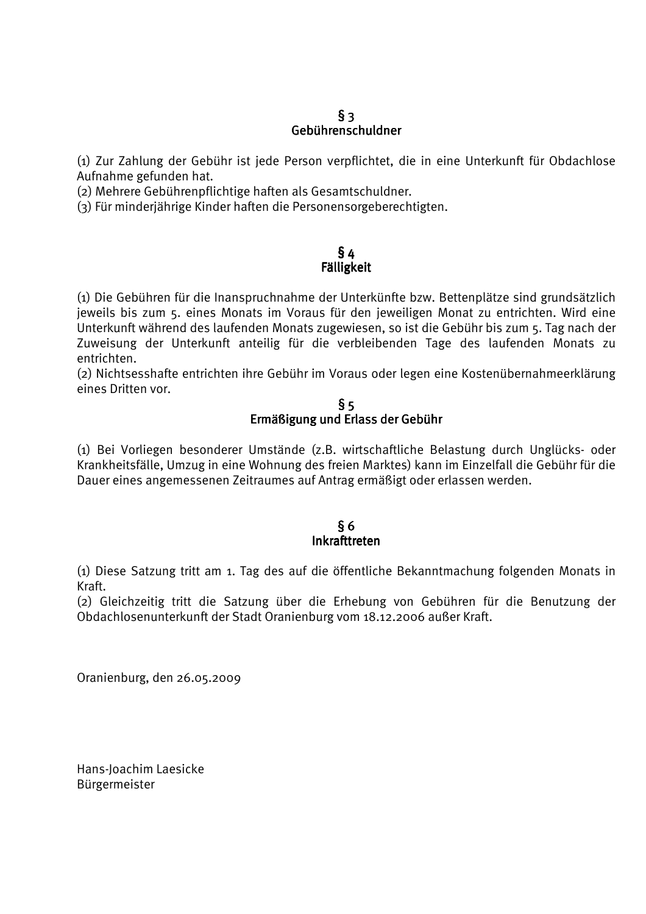## § 3
## Gebührenschuldner

(1) Zur Zahlung der Gebühr ist jede Person verpflichtet, die in eine Unterkunft für Obdachlose Aufnahme gefunden hat.
(2) Mehrere Gebührenpflichtige haften als Gesamtschuldner.
(3) Für minderjährige Kinder haften die Personensorgeberechtigten.

## § 4
## Fälligkeit

(1) Die Gebühren für die Inanspruchnahme der Unterkünfte bzw. Bettenplätze sind grundsätzlich jeweils bis zum 5. eines Monats im Voraus für den jeweiligen Monat zu entrichten. Wird eine Unterkunft während des laufenden Monats zugewiesen, so ist die Gebühr bis zum 5. Tag nach der Zuweisung der Unterkunft anteilig für die verbleibenden Tage des laufenden Monats zu entrichten.
(2) Nichtsesshafte entrichten ihre Gebühr im Voraus oder legen eine Kostenübernahmeerklärung eines Dritten vor.

## § 5
## Ermäßigung und Erlass der Gebühr

(1) Bei Vorliegen besonderer Umstände (z.B. wirtschaftliche Belastung durch Unglücks- oder Krankheitsfälle, Umzug in eine Wohnung des freien Marktes) kann im Einzelfall die Gebühr für die Dauer eines angemessenen Zeitraumes auf Antrag ermäßigt oder erlassen werden.

## § 6
## Inkrafttreten

(1) Diese Satzung tritt am 1. Tag des auf die öffentliche Bekanntmachung folgenden Monats in Kraft.
(2) Gleichzeitig tritt die Satzung über die Erhebung von Gebühren für die Benutzung der Obdachlosenunterkunft der Stadt Oranienburg vom 18.12.2006 außer Kraft.

Oranienburg, den 26.05.2009

Hans-Joachim Laesicke
Bürgermeister